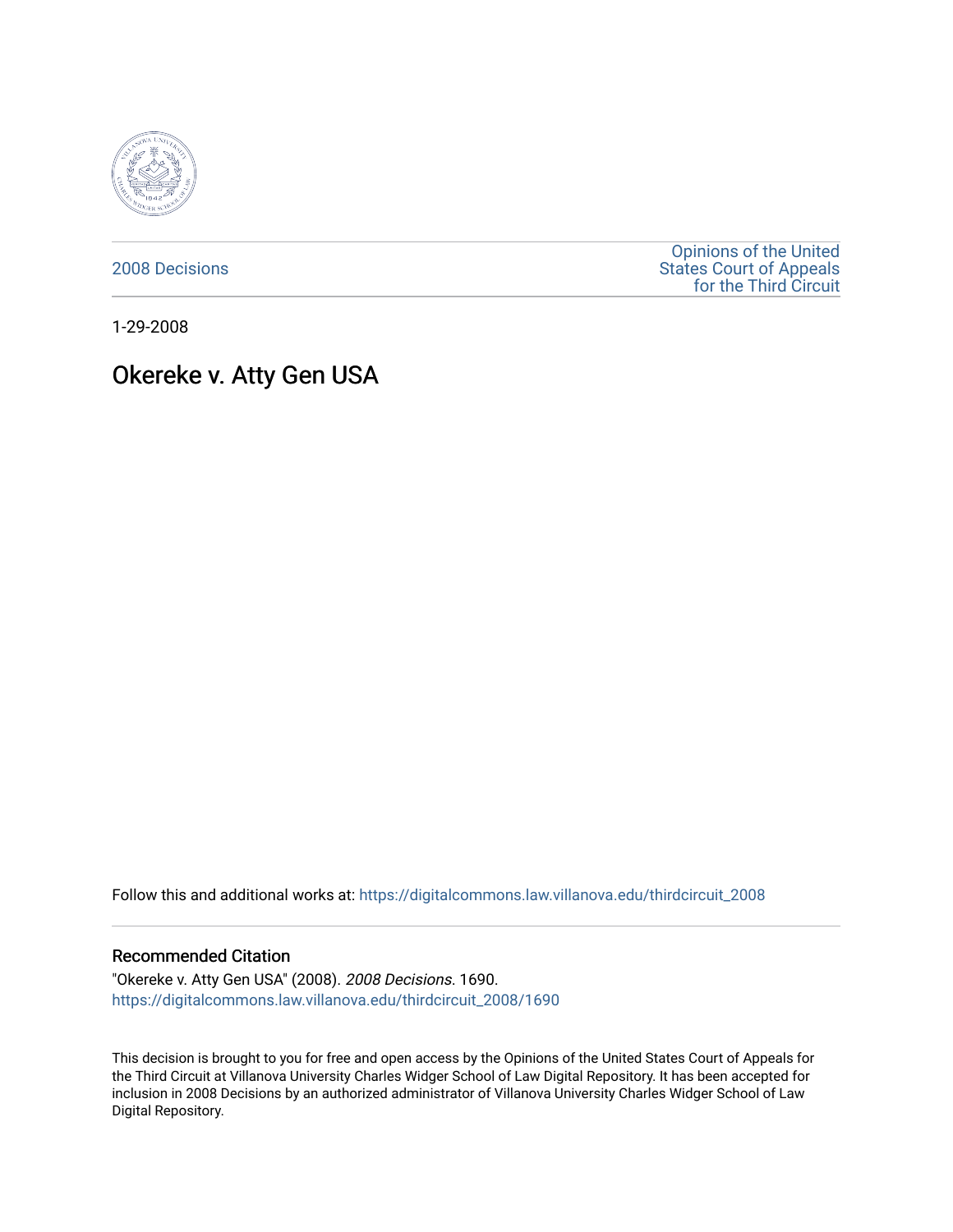2008 Decisions

Opinions of the United States Court of Appeals for the Third Circuit

1-29-2008

# Okereke v. Atty Gen USA

Follow this and additional works at: https://digitalcommons.law.villanova.edu/thirdcircuit_2008

### Recommended Citation

"Okereke v. Atty Gen USA" (2008). *2008 Decisions*. 1690.
https://digitalcommons.law.villanova.edu/thirdcircuit_2008/1690

This decision is brought to you for free and open access by the Opinions of the United States Court of Appeals for the Third Circuit at Villanova University Charles Widger School of Law Digital Repository. It has been accepted for inclusion in 2008 Decisions by an authorized administrator of Villanova University Charles Widger School of Law Digital Repository.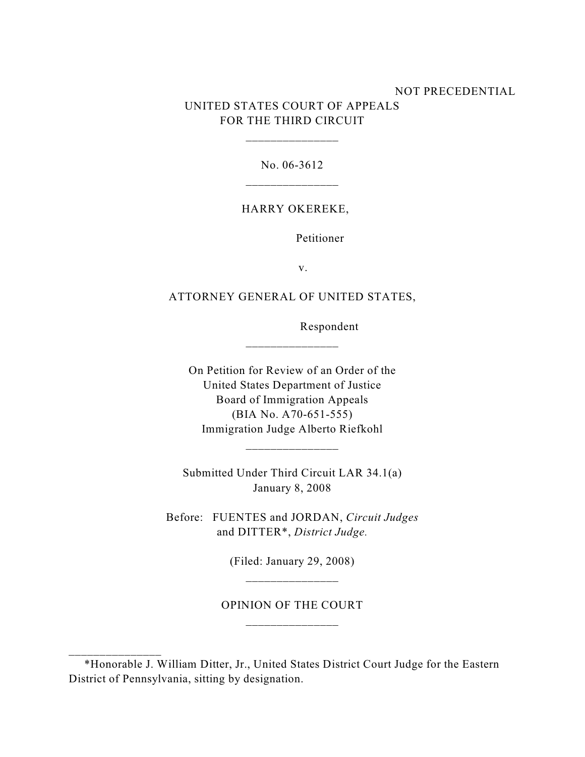NOT PRECEDENTIAL

UNITED STATES COURT OF APPEALS
FOR THE THIRD CIRCUIT

_______________

No. 06-3612

_______________

HARRY OKEREKE,

Petitioner

v.

ATTORNEY GENERAL OF UNITED STATES,

Respondent

_______________

On Petition for Review of an Order of the
United States Department of Justice
Board of Immigration Appeals
(BIA No. A70-651-555)
Immigration Judge Alberto Riefkohl

_______________

Submitted Under Third Circuit LAR 34.1(a)
January 8, 2008

Before: FUENTES and JORDAN, *Circuit Judges*
and DITTER*, *District Judge.*

(Filed: January 29, 2008)

_______________

OPINION OF THE COURT

_______________

_______________

*Honorable J. William Ditter, Jr., United States District Court Judge for the Eastern District of Pennsylvania, sitting by designation.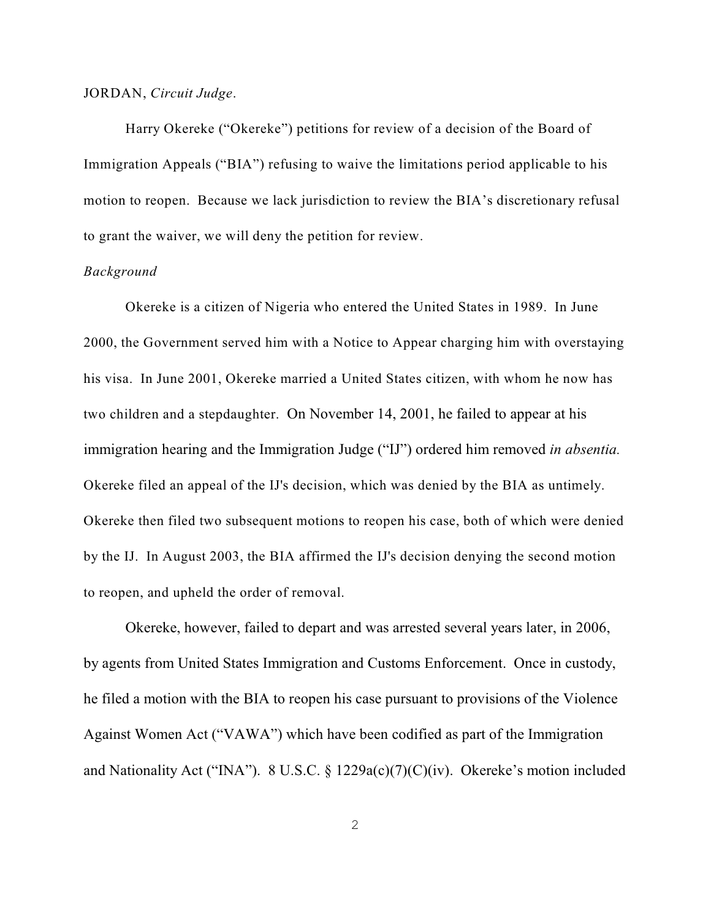JORDAN, *Circuit Judge*.

Harry Okereke ("Okereke") petitions for review of a decision of the Board of Immigration Appeals ("BIA") refusing to waive the limitations period applicable to his motion to reopen. Because we lack jurisdiction to review the BIA's discretionary refusal to grant the waiver, we will deny the petition for review.

*Background*

Okereke is a citizen of Nigeria who entered the United States in 1989. In June 2000, the Government served him with a Notice to Appear charging him with overstaying his visa. In June 2001, Okereke married a United States citizen, with whom he now has two children and a stepdaughter. On November 14, 2001, he failed to appear at his immigration hearing and the Immigration Judge ("IJ") ordered him removed *in absentia.* Okereke filed an appeal of the IJ's decision, which was denied by the BIA as untimely. Okereke then filed two subsequent motions to reopen his case, both of which were denied by the IJ. In August 2003, the BIA affirmed the IJ's decision denying the second motion to reopen, and upheld the order of removal.

Okereke, however, failed to depart and was arrested several years later, in 2006, by agents from United States Immigration and Customs Enforcement. Once in custody, he filed a motion with the BIA to reopen his case pursuant to provisions of the Violence Against Women Act ("VAWA") which have been codified as part of the Immigration and Nationality Act ("INA"). 8 U.S.C. § 1229a(c)(7)(C)(iv). Okereke's motion included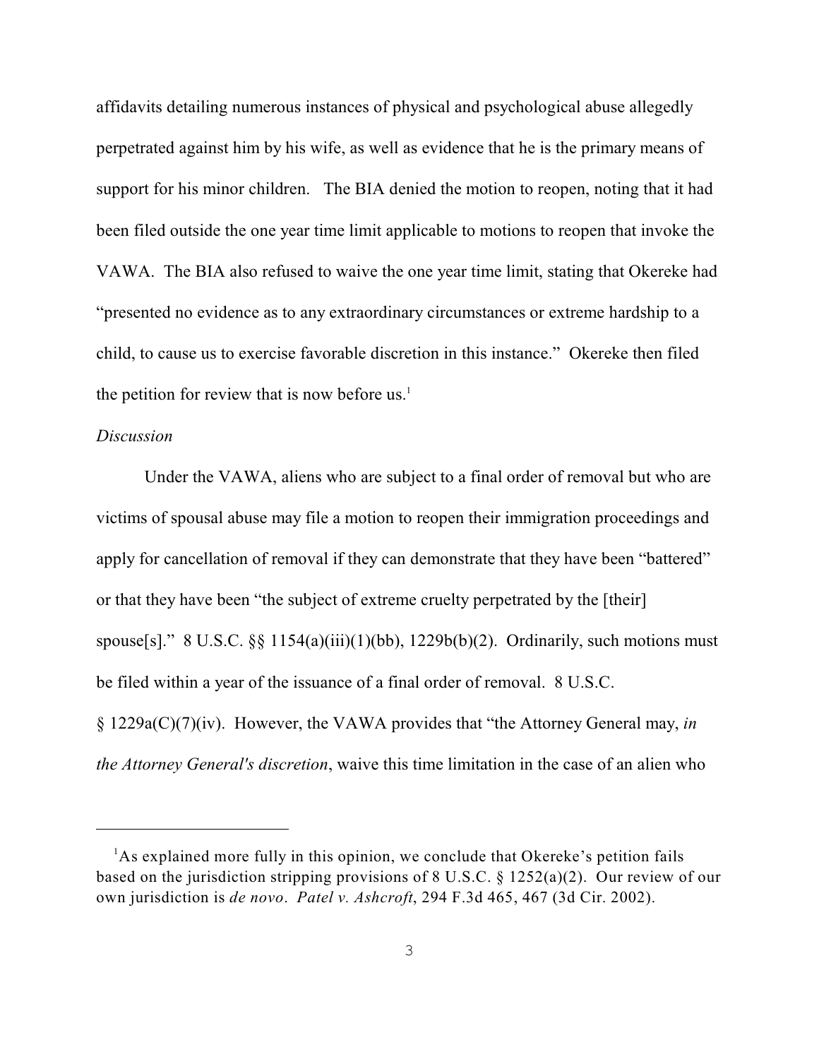affidavits detailing numerous instances of physical and psychological abuse allegedly perpetrated against him by his wife, as well as evidence that he is the primary means of support for his minor children. The BIA denied the motion to reopen, noting that it had been filed outside the one year time limit applicable to motions to reopen that invoke the VAWA. The BIA also refused to waive the one year time limit, stating that Okereke had "presented no evidence as to any extraordinary circumstances or extreme hardship to a child, to cause us to exercise favorable discretion in this instance." Okereke then filed the petition for review that is now before us.[1]

*Discussion*

Under the VAWA, aliens who are subject to a final order of removal but who are victims of spousal abuse may file a motion to reopen their immigration proceedings and apply for cancellation of removal if they can demonstrate that they have been "battered" or that they have been "the subject of extreme cruelty perpetrated by the [their] spouse[s]." 8 U.S.C. §§ 1154(a)(iii)(1)(bb), 1229b(b)(2). Ordinarily, such motions must be filed within a year of the issuance of a final order of removal. 8 U.S.C. § 1229a(C)(7)(iv). However, the VAWA provides that "the Attorney General may, *in the Attorney General's discretion*, waive this time limitation in the case of an alien who

---

[1] As explained more fully in this opinion, we conclude that Okereke's petition fails based on the jurisdiction stripping provisions of 8 U.S.C. § 1252(a)(2). Our review of our own jurisdiction is *de novo*. *Patel v. Ashcroft*, 294 F.3d 465, 467 (3d Cir. 2002).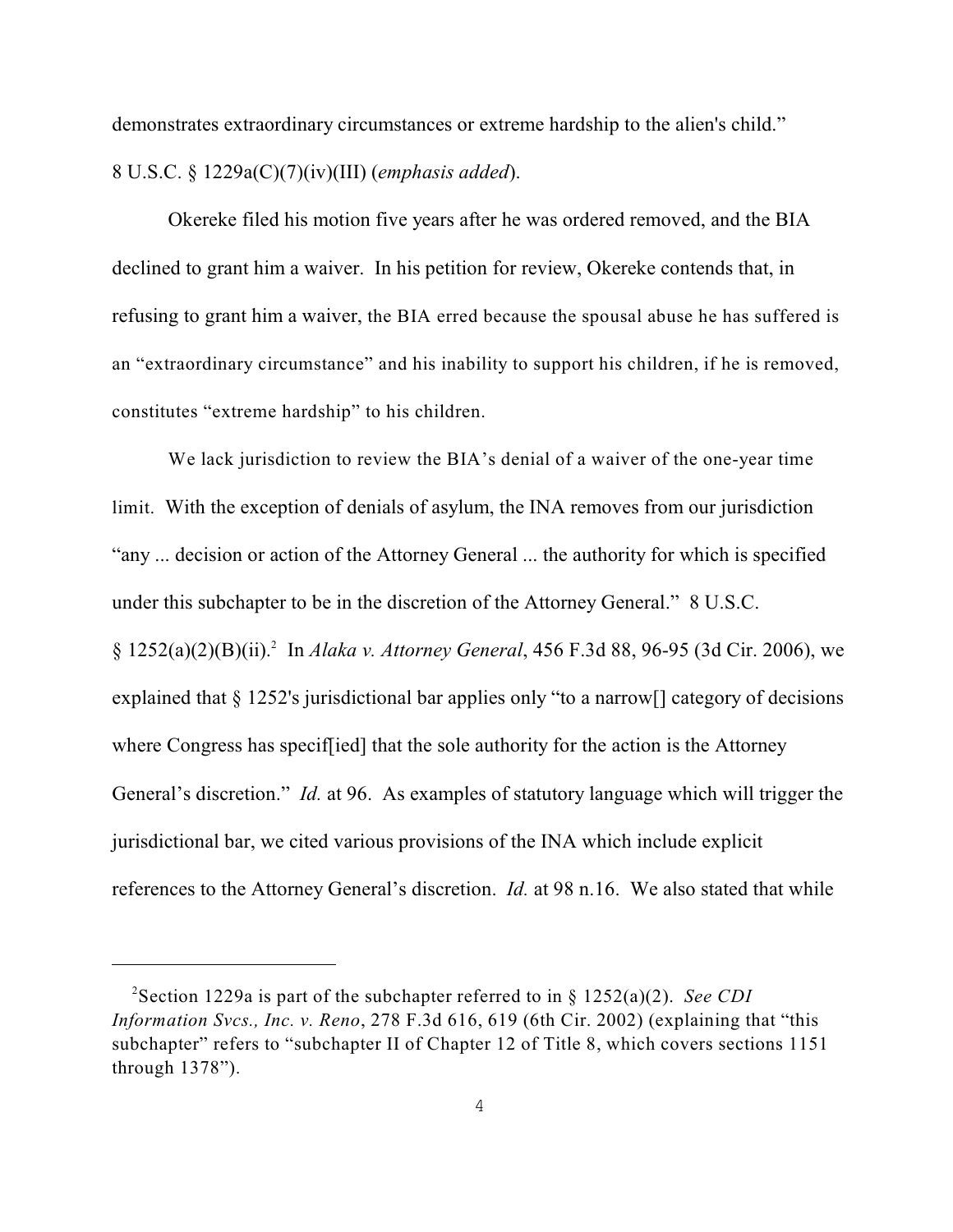demonstrates extraordinary circumstances or extreme hardship to the alien's child." 8 U.S.C. § 1229a(C)(7)(iv)(III) (*emphasis added*).

Okereke filed his motion five years after he was ordered removed, and the BIA declined to grant him a waiver. In his petition for review, Okereke contends that, in refusing to grant him a waiver, the BIA erred because the spousal abuse he has suffered is an "extraordinary circumstance" and his inability to support his children, if he is removed, constitutes "extreme hardship" to his children.

We lack jurisdiction to review the BIA's denial of a waiver of the one-year time limit. With the exception of denials of asylum, the INA removes from our jurisdiction "any ... decision or action of the Attorney General ... the authority for which is specified under this subchapter to be in the discretion of the Attorney General." 8 U.S.C. § 1252(a)(2)(B)(ii).[2] In *Alaka v. Attorney General*, 456 F.3d 88, 96-95 (3d Cir. 2006), we explained that § 1252's jurisdictional bar applies only "to a narrow[] category of decisions where Congress has specif[ied] that the sole authority for the action is the Attorney General's discretion." *Id.* at 96. As examples of statutory language which will trigger the jurisdictional bar, we cited various provisions of the INA which include explicit references to the Attorney General's discretion. *Id.* at 98 n.16. We also stated that while

---

[2] Section 1229a is part of the subchapter referred to in § 1252(a)(2). *See CDI Information Svcs., Inc. v. Reno*, 278 F.3d 616, 619 (6th Cir. 2002) (explaining that "this subchapter" refers to "subchapter II of Chapter 12 of Title 8, which covers sections 1151 through 1378").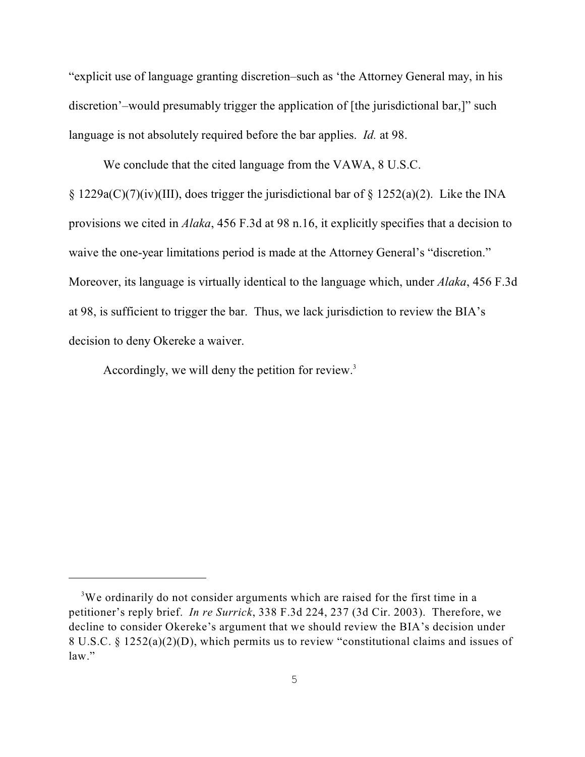"explicit use of language granting discretion–such as 'the Attorney General may, in his discretion'–would presumably trigger the application of [the jurisdictional bar,]" such language is not absolutely required before the bar applies. *Id.* at 98.

We conclude that the cited language from the VAWA, 8 U.S.C. § 1229a(C)(7)(iv)(III), does trigger the jurisdictional bar of § 1252(a)(2). Like the INA provisions we cited in *Alaka*, 456 F.3d at 98 n.16, it explicitly specifies that a decision to waive the one-year limitations period is made at the Attorney General's "discretion." Moreover, its language is virtually identical to the language which, under *Alaka*, 456 F.3d at 98, is sufficient to trigger the bar. Thus, we lack jurisdiction to review the BIA's decision to deny Okereke a waiver.

Accordingly, we will deny the petition for review.[3]

---

[3] We ordinarily do not consider arguments which are raised for the first time in a petitioner's reply brief. *In re Surrick*, 338 F.3d 224, 237 (3d Cir. 2003). Therefore, we decline to consider Okereke's argument that we should review the BIA's decision under 8 U.S.C. § 1252(a)(2)(D), which permits us to review "constitutional claims and issues of law."